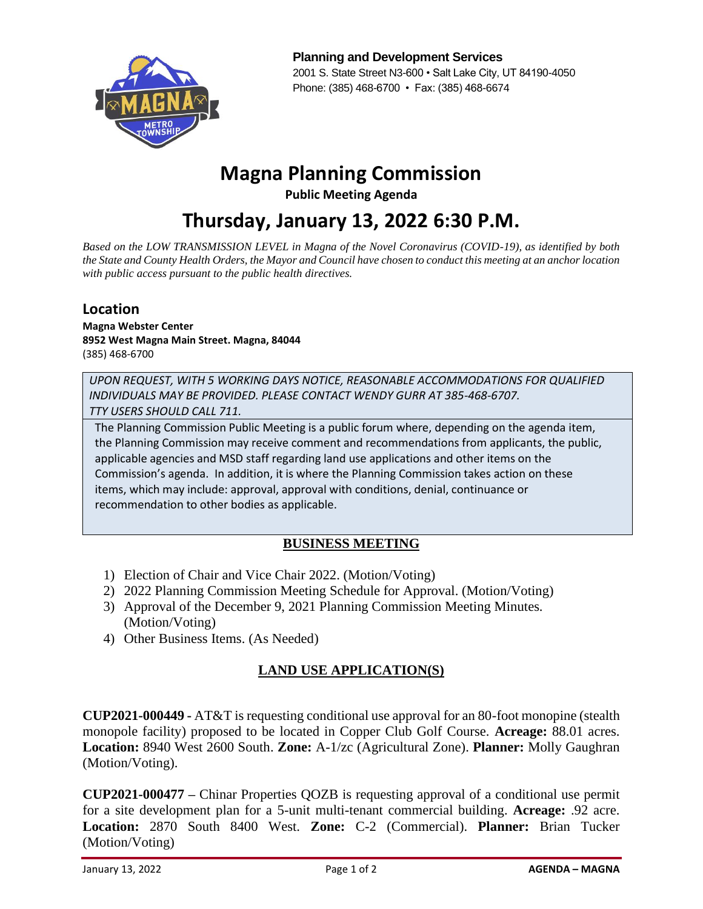**Planning and Development Services**
2001 S. State Street N3-600 • Salt Lake City, UT 84190-4050
Phone: (385) 468-6700 • Fax: (385) 468-6674

# Magna Planning Commission

**Public Meeting Agenda**

# Thursday, January 13, 2022 6:30 P.M.

*Based on the LOW TRANSMISSION LEVEL in Magna of the Novel Coronavirus (COVID-19), as identified by both the State and County Health Orders, the Mayor and Council have chosen to conduct this meeting at an anchor location with public access pursuant to the public health directives.*

## Location

**Magna Webster Center**
**8952 West Magna Main Street. Magna, 84044**
(385) 468-6700

*UPON REQUEST, WITH 5 WORKING DAYS NOTICE, REASONABLE ACCOMMODATIONS FOR QUALIFIED INDIVIDUALS MAY BE PROVIDED. PLEASE CONTACT WENDY GURR AT 385-468-6707. TTY USERS SHOULD CALL 711.*

The Planning Commission Public Meeting is a public forum where, depending on the agenda item, the Planning Commission may receive comment and recommendations from applicants, the public, applicable agencies and MSD staff regarding land use applications and other items on the Commission's agenda. In addition, it is where the Planning Commission takes action on these items, which may include: approval, approval with conditions, denial, continuance or recommendation to other bodies as applicable.

## BUSINESS MEETING

1) Election of Chair and Vice Chair 2022. (Motion/Voting)
2) 2022 Planning Commission Meeting Schedule for Approval. (Motion/Voting)
3) Approval of the December 9, 2021 Planning Commission Meeting Minutes. (Motion/Voting)
4) Other Business Items. (As Needed)

## LAND USE APPLICATION(S)

**CUP2021-000449 -** AT&T is requesting conditional use approval for an 80-foot monopine (stealth monopole facility) proposed to be located in Copper Club Golf Course. **Acreage:** 88.01 acres. **Location:** 8940 West 2600 South. **Zone:** A-1/zc (Agricultural Zone). **Planner:** Molly Gaughran (Motion/Voting).

**CUP2021-000477 –** Chinar Properties QOZB is requesting approval of a conditional use permit for a site development plan for a 5-unit multi-tenant commercial building. **Acreage:** .92 acre. **Location:** 2870 South 8400 West. **Zone:** C-2 (Commercial). **Planner:** Brian Tucker (Motion/Voting)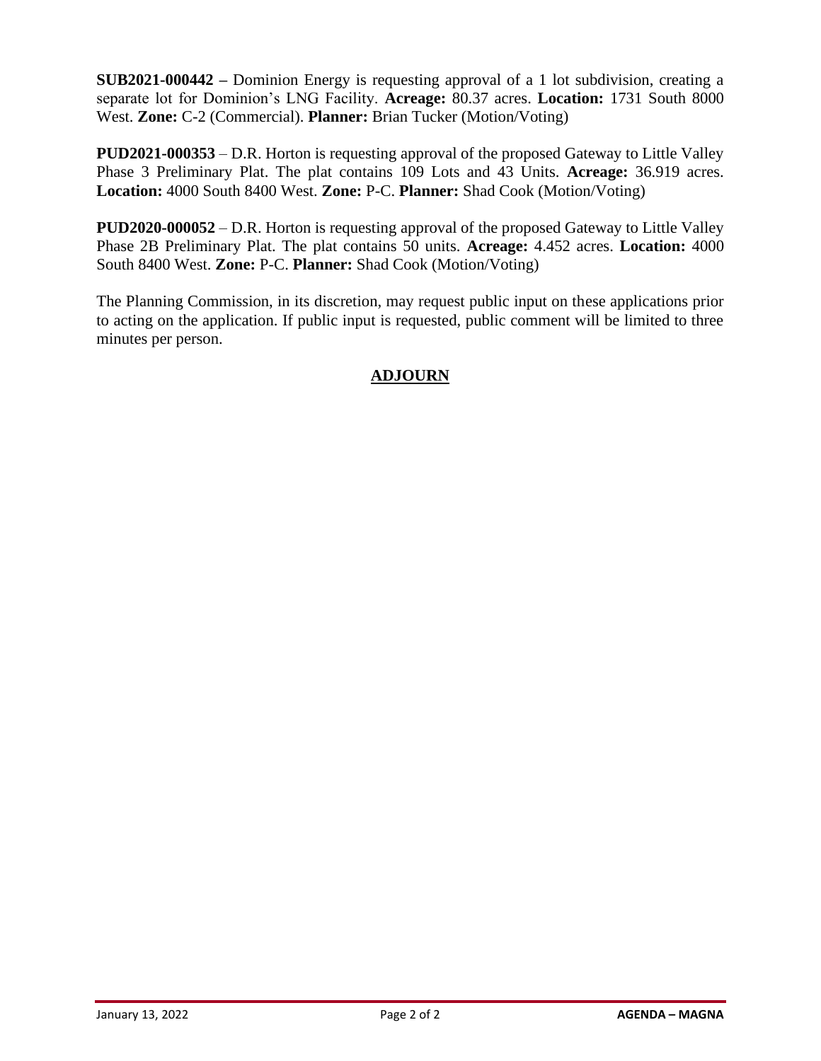**SUB2021-000442 –** Dominion Energy is requesting approval of a 1 lot subdivision, creating a separate lot for Dominion's LNG Facility. **Acreage:** 80.37 acres. **Location:** 1731 South 8000 West. **Zone:** C-2 (Commercial). **Planner:** Brian Tucker (Motion/Voting)

**PUD2021-000353** – D.R. Horton is requesting approval of the proposed Gateway to Little Valley Phase 3 Preliminary Plat. The plat contains 109 Lots and 43 Units. **Acreage:** 36.919 acres. **Location:** 4000 South 8400 West. **Zone:** P-C. **Planner:** Shad Cook (Motion/Voting)

**PUD2020-000052** – D.R. Horton is requesting approval of the proposed Gateway to Little Valley Phase 2B Preliminary Plat. The plat contains 50 units. **Acreage:** 4.452 acres. **Location:** 4000 South 8400 West. **Zone:** P-C. **Planner:** Shad Cook (Motion/Voting)

The Planning Commission, in its discretion, may request public input on these applications prior to acting on the application. If public input is requested, public comment will be limited to three minutes per person.

## ADJOURN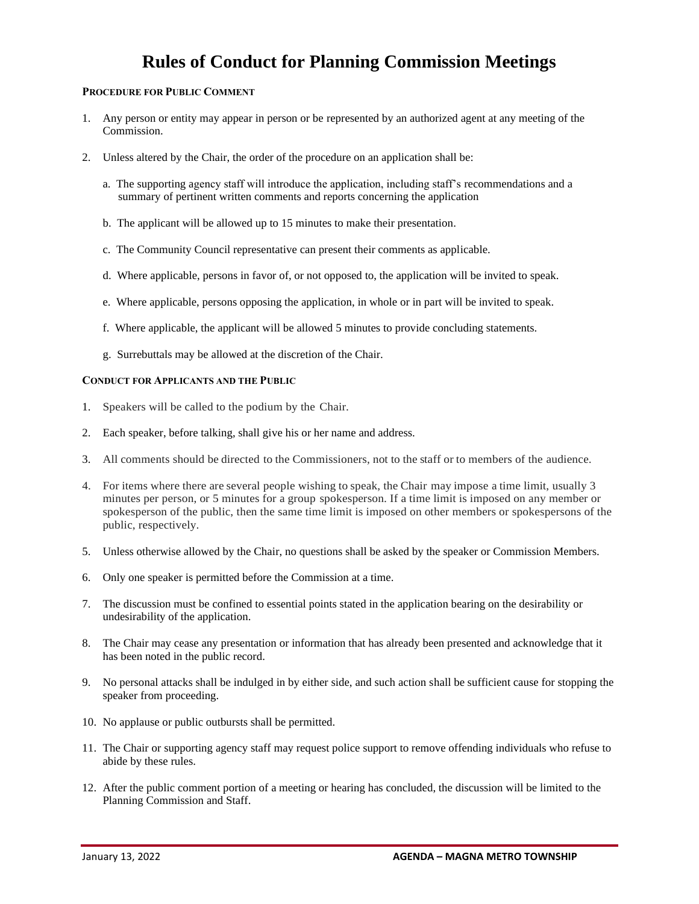# Rules of Conduct for Planning Commission Meetings

**PROCEDURE FOR PUBLIC COMMENT**

1. Any person or entity may appear in person or be represented by an authorized agent at any meeting of the Commission.
2. Unless altered by the Chair, the order of the procedure on an application shall be:
   a. The supporting agency staff will introduce the application, including staff's recommendations and a summary of pertinent written comments and reports concerning the application

   b. The applicant will be allowed up to 15 minutes to make their presentation.

   c. The Community Council representative can present their comments as applicable.

   d. Where applicable, persons in favor of, or not opposed to, the application will be invited to speak.

   e. Where applicable, persons opposing the application, in whole or in part will be invited to speak.

   f. Where applicable, the applicant will be allowed 5 minutes to provide concluding statements.

   g. Surrebuttals may be allowed at the discretion of the Chair.

**CONDUCT FOR APPLICANTS AND THE PUBLIC**

1. Speakers will be called to the podium by the Chair.
2. Each speaker, before talking, shall give his or her name and address.
3. All comments should be directed to the Commissioners, not to the staff or to members of the audience.
4. For items where there are several people wishing to speak, the Chair may impose a time limit, usually 3 minutes per person, or 5 minutes for a group spokesperson. If a time limit is imposed on any member or spokesperson of the public, then the same time limit is imposed on other members or spokespersons of the public, respectively.
5. Unless otherwise allowed by the Chair, no questions shall be asked by the speaker or Commission Members.
6. Only one speaker is permitted before the Commission at a time.
7. The discussion must be confined to essential points stated in the application bearing on the desirability or undesirability of the application.
8. The Chair may cease any presentation or information that has already been presented and acknowledge that it has been noted in the public record.
9. No personal attacks shall be indulged in by either side, and such action shall be sufficient cause for stopping the speaker from proceeding.
10. No applause or public outbursts shall be permitted.
11. The Chair or supporting agency staff may request police support to remove offending individuals who refuse to abide by these rules.
12. After the public comment portion of a meeting or hearing has concluded, the discussion will be limited to the Planning Commission and Staff.